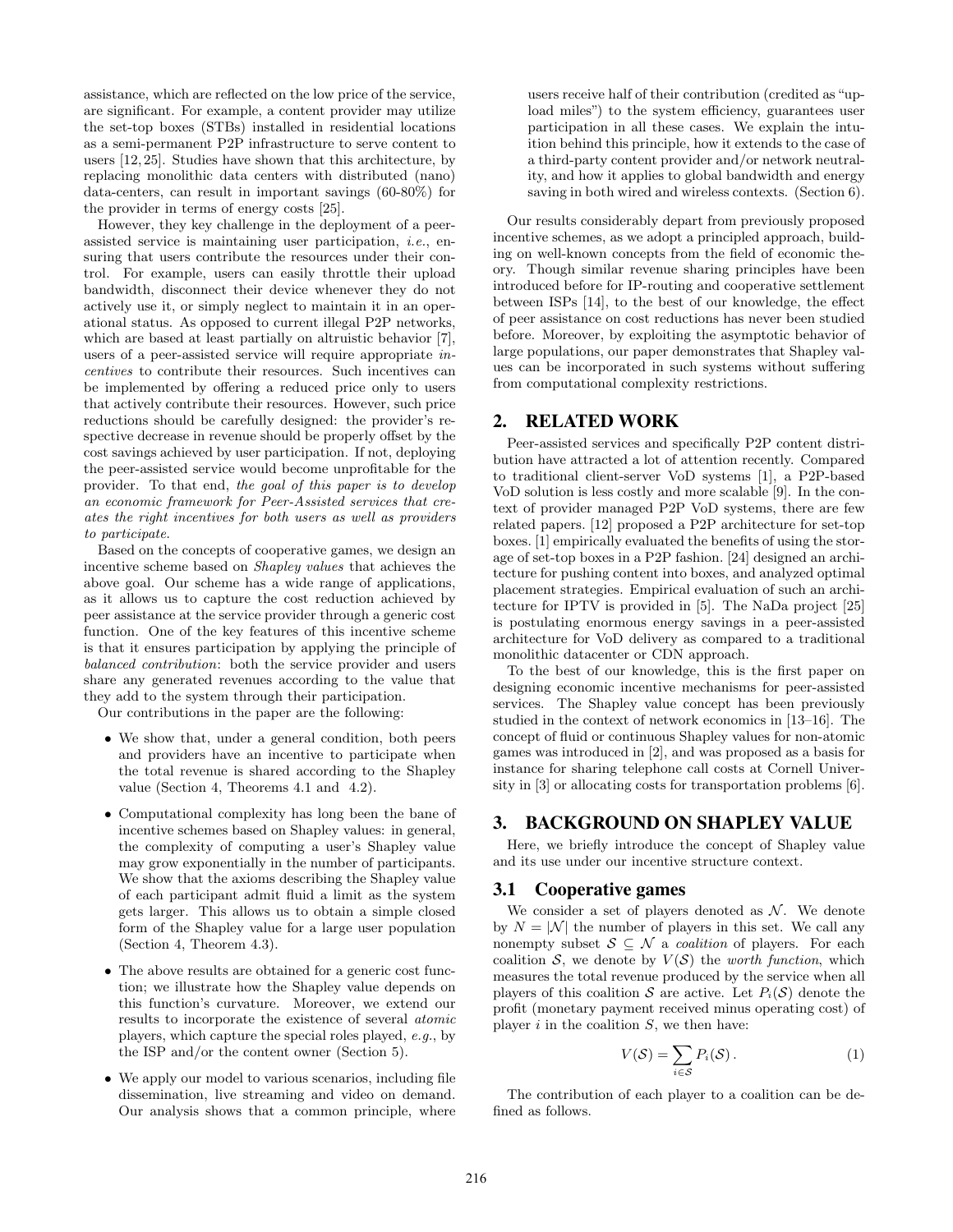assistance, which are reflected on the low price of the service, are significant. For example, a content provider may utilize the set-top boxes (STBs) installed in residential locations as a semi-permanent P2P infrastructure to serve content to users [12, 25]. Studies have shown that this architecture, by replacing monolithic data centers with distributed (nano) data-centers, can result in important savings (60-80%) for the provider in terms of energy costs [25].

However, they key challenge in the deployment of a peer-assisted service is maintaining user participation, *i.e.*, ensuring that users contribute the resources under their control. For example, users can easily throttle their upload bandwidth, disconnect their device whenever they do not actively use it, or simply neglect to maintain it in an operational status. As opposed to current illegal P2P networks, which are based at least partially on altruistic behavior [7], users of a peer-assisted service will require appropriate *incentives* to contribute their resources. Such incentives can be implemented by offering a reduced price only to users that actively contribute their resources. However, such price reductions should be carefully designed: the provider's respective decrease in revenue should be properly offset by the cost savings achieved by user participation. If not, deploying the peer-assisted service would become unprofitable for the provider. To that end, *the goal of this paper is to develop an economic framework for Peer-Assisted services that creates the right incentives for both users as well as providers to participate.*

Based on the concepts of cooperative games, we design an incentive scheme based on *Shapley values* that achieves the above goal. Our scheme has a wide range of applications, as it allows us to capture the cost reduction achieved by peer assistance at the service provider through a generic cost function. One of the key features of this incentive scheme is that it ensures participation by applying the principle of *balanced contribution*: both the service provider and users share any generated revenues according to the value that they add to the system through their participation.

Our contributions in the paper are the following:

- We show that, under a general condition, both peers and providers have an incentive to participate when the total revenue is shared according to the Shapley value (Section 4, Theorems 4.1 and 4.2).
- Computational complexity has long been the bane of incentive schemes based on Shapley values: in general, the complexity of computing a user's Shapley value may grow exponentially in the number of participants. We show that the axioms describing the Shapley value of each participant admit fluid a limit as the system gets larger. This allows us to obtain a simple closed form of the Shapley value for a large user population (Section 4, Theorem 4.3).
- The above results are obtained for a generic cost function; we illustrate how the Shapley value depends on this function's curvature. Moreover, we extend our results to incorporate the existence of several *atomic* players, which capture the special roles played, *e.g.*, by the ISP and/or the content owner (Section 5).
- We apply our model to various scenarios, including file dissemination, live streaming and video on demand. Our analysis shows that a common principle, where users receive half of their contribution (credited as "upload miles") to the system efficiency, guarantees user participation in all these cases. We explain the intuition behind this principle, how it extends to the case of a third-party content provider and/or network neutrality, and how it applies to global bandwidth and energy saving in both wired and wireless contexts. (Section 6).

Our results considerably depart from previously proposed incentive schemes, as we adopt a principled approach, building on well-known concepts from the field of economic theory. Though similar revenue sharing principles have been introduced before for IP-routing and cooperative settlement between ISPs [14], to the best of our knowledge, the effect of peer assistance on cost reductions has never been studied before. Moreover, by exploiting the asymptotic behavior of large populations, our paper demonstrates that Shapley values can be incorporated in such systems without suffering from computational complexity restrictions.

## 2. RELATED WORK

Peer-assisted services and specifically P2P content distribution have attracted a lot of attention recently. Compared to traditional client-server VoD systems [1], a P2P-based VoD solution is less costly and more scalable [9]. In the context of provider managed P2P VoD systems, there are few related papers. [12] proposed a P2P architecture for set-top boxes. [1] empirically evaluated the benefits of using the storage of set-top boxes in a P2P fashion. [24] designed an architecture for pushing content into boxes, and analyzed optimal placement strategies. Empirical evaluation of such an architecture for IPTV is provided in [5]. The NaDa project [25] is postulating enormous energy savings in a peer-assisted architecture for VoD delivery as compared to a traditional monolithic datacenter or CDN approach.

To the best of our knowledge, this is the first paper on designing economic incentive mechanisms for peer-assisted services. The Shapley value concept has been previously studied in the context of network economics in [13–16]. The concept of fluid or continuous Shapley values for non-atomic games was introduced in [2], and was proposed as a basis for instance for sharing telephone call costs at Cornell University in [3] or allocating costs for transportation problems [6].

## 3. BACKGROUND ON SHAPLEY VALUE

Here, we briefly introduce the concept of Shapley value and its use under our incentive structure context.

### 3.1 Cooperative games

We consider a set of players denoted as $\mathcal{N}$. We denote by $N = |\mathcal{N}|$ the number of players in this set. We call any nonempty subset $\mathcal{S} \subseteq \mathcal{N}$ a *coalition* of players. For each coalition $\mathcal{S}$, we denote by $V(\mathcal{S})$ the *worth function*, which measures the total revenue produced by the service when all players of this coalition $\mathcal{S}$ are active. Let $P_i(\mathcal{S})$ denote the profit (monetary payment received minus operating cost) of player $i$ in the coalition $S$, we then have:

$$V(\mathcal{S}) = \sum_{i \in \mathcal{S}} P_i(\mathcal{S}) \, . \tag{1}$$

The contribution of each player to a coalition can be defined as follows.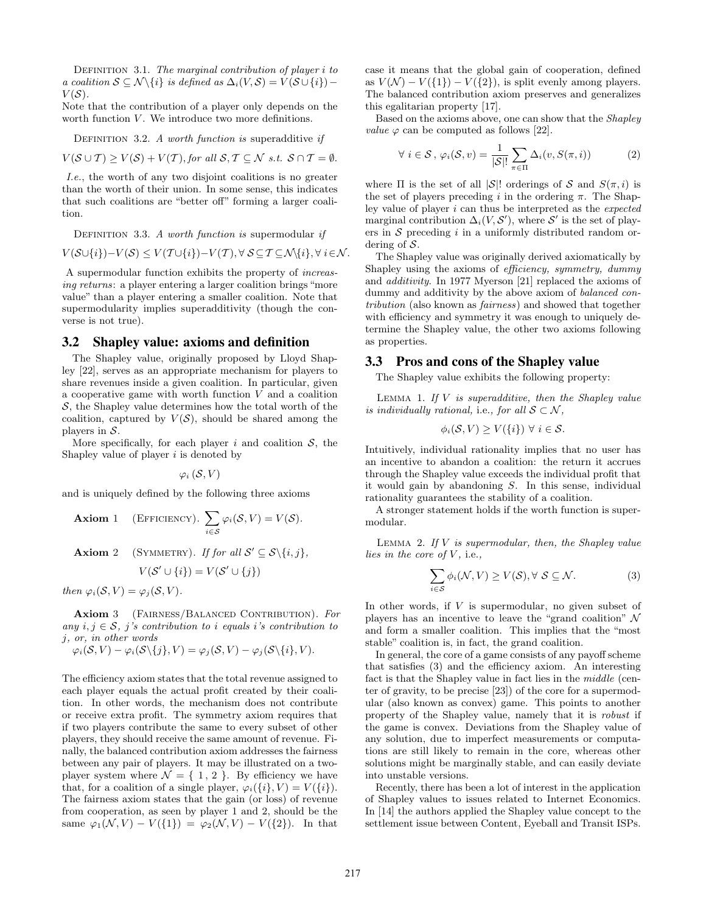Definition 3.1. *The marginal contribution of player $i$ to a coalition $\mathcal{S} \subseteq \mathcal{N}\backslash\{i\}$ is defined as $\Delta_i(V, \mathcal{S}) = V(\mathcal{S} \cup \{i\}) - V(\mathcal{S})$.*

Note that the contribution of a player only depends on the worth function $V$. We introduce two more definitions.

Definition 3.2. *A worth function is* superadditive *if*

$$V(\mathcal{S} \cup \mathcal{T}) \geq V(\mathcal{S}) + V(\mathcal{T}), \text{for all } \mathcal{S}, \mathcal{T} \subseteq \mathcal{N} \text{ s.t. } \mathcal{S} \cap \mathcal{T} = \emptyset.$$

*I.e.*, the worth of any two disjoint coalitions is no greater than the worth of their union. In some sense, this indicates that such coalitions are "better off" forming a larger coalition.

Definition 3.3. *A worth function is* supermodular *if*

$$V(\mathcal{S}\cup\{i\}) - V(\mathcal{S}) \leq V(\mathcal{T}\cup\{i\}) - V(\mathcal{T}), \forall\, \mathcal{S} \subseteq \mathcal{T} \subseteq \mathcal{N}\backslash\{i\}, \forall\, i \in \mathcal{N}.$$

A supermodular function exhibits the property of *increasing returns*: a player entering a larger coalition brings "more value" than a player entering a smaller coalition. Note that supermodularity implies superadditivity (though the converse is not true).

## 3.2 Shapley value: axioms and definition

The Shapley value, originally proposed by Lloyd Shapley [22], serves as an appropriate mechanism for players to share revenues inside a given coalition. In particular, given a cooperative game with worth function $V$ and a coalition $\mathcal{S}$, the Shapley value determines how the total worth of the coalition, captured by $V(\mathcal{S})$, should be shared among the players in $\mathcal{S}$.

More specifically, for each player $i$ and coalition $\mathcal{S}$, the Shapley value of player $i$ is denoted by

$$\varphi_i(\mathcal{S}, V)$$

and is uniquely defined by the following three axioms

**Axiom 1** (Efficiency). $\sum_{i \in \mathcal{S}} \varphi_i(\mathcal{S}, V) = V(\mathcal{S})$.

**Axiom 2** (Symmetry). *If for all $\mathcal{S}' \subseteq \mathcal{S}\backslash\{i,j\}$,*

$$V(\mathcal{S}' \cup \{i\}) = V(\mathcal{S}' \cup \{j\})$$

*then $\varphi_i(\mathcal{S}, V) = \varphi_j(\mathcal{S}, V)$.*

**Axiom 3** (Fairness/Balanced Contribution). *For any $i, j \in \mathcal{S}$, $j$'s contribution to $i$ equals $i$'s contribution to $j$, or, in other words*

$$\varphi_i(\mathcal{S}, V) - \varphi_i(\mathcal{S}\backslash\{j\}, V) = \varphi_j(\mathcal{S}, V) - \varphi_j(\mathcal{S}\backslash\{i\}, V).$$

The efficiency axiom states that the total revenue assigned to each player equals the actual profit created by their coalition. In other words, the mechanism does not contribute or receive extra profit. The symmetry axiom requires that if two players contribute the same to every subset of other players, they should receive the same amount of revenue. Finally, the balanced contribution axiom addresses the fairness between any pair of players. It may be illustrated on a two-player system where $\mathcal{N} = \{1, 2\}$. By efficiency we have that, for a coalition of a single player, $\varphi_i(\{i\}, V) = V(\{i\})$. The fairness axiom states that the gain (or loss) of revenue from cooperation, as seen by player 1 and 2, should be the same $\varphi_1(\mathcal{N}, V) - V(\{1\}) = \varphi_2(\mathcal{N}, V) - V(\{2\})$. In that case it means that the global gain of cooperation, defined as $V(\mathcal{N}) - V(\{1\}) - V(\{2\})$, is split evenly among players. The balanced contribution axiom preserves and generalizes this egalitarian property [17].

Based on the axioms above, one can show that the *Shapley value* $\varphi$ can be computed as follows [22].

$$\forall\, i \in \mathcal{S}\,,\ \varphi_i(\mathcal{S}, v) = \frac{1}{|\mathcal{S}|!} \sum_{\pi \in \Pi} \Delta_i(v, S(\pi, i)) \tag{2}$$

where $\Pi$ is the set of all $|\mathcal{S}|!$ orderings of $\mathcal{S}$ and $S(\pi, i)$ is the set of players preceding $i$ in the ordering $\pi$. The Shapley value of player $i$ can thus be interpreted as the *expected* marginal contribution $\Delta_i(V, \mathcal{S}')$, where $\mathcal{S}'$ is the set of players in $\mathcal{S}$ preceding $i$ in a uniformly distributed random ordering of $\mathcal{S}$.

The Shapley value was originally derived axiomatically by Shapley using the axioms of *efficiency, symmetry, dummy* and *additivity*. In 1977 Myerson [21] replaced the axioms of dummy and additivity by the above axiom of *balanced contribution* (also known as *fairness*) and showed that together with efficiency and symmetry it was enough to uniquely determine the Shapley value, the other two axioms following as properties.

## 3.3 Pros and cons of the Shapley value

The Shapley value exhibits the following property:

Lemma 1. *If $V$ is superadditive, then the Shapley value is individually rational,* i.e.*, for all $\mathcal{S} \subset \mathcal{N}$,*

$$\phi_i(\mathcal{S}, V) \geq V(\{i\})\ \forall\ i \in \mathcal{S}.$$

Intuitively, individual rationality implies that no user has an incentive to abandon a coalition: the return it accrues through the Shapley value exceeds the individual profit that it would gain by abandoning $S$. In this sense, individual rationality guarantees the stability of a coalition.

A stronger statement holds if the worth function is supermodular.

Lemma 2. *If $V$ is supermodular, then, the Shapley value lies in the core of $V$,* i.e.*,*

$$\sum_{i \in \mathcal{S}} \phi_i(\mathcal{N}, V) \geq V(\mathcal{S}), \forall\ \mathcal{S} \subseteq \mathcal{N}. \tag{3}$$

In other words, if $V$ is supermodular, no given subset of players has an incentive to leave the "grand coalition" $\mathcal{N}$ and form a smaller coalition. This implies that the "most stable" coalition is, in fact, the grand coalition.

In general, the core of a game consists of any payoff scheme that satisfies (3) and the efficiency axiom. An interesting fact is that the Shapley value in fact lies in the *middle* (center of gravity, to be precise [23]) of the core for a supermodular (also known as convex) game. This points to another property of the Shapley value, namely that it is *robust* if the game is convex. Deviations from the Shapley value of any solution, due to imperfect measurements or computations are still likely to remain in the core, whereas other solutions might be marginally stable, and can easily deviate into unstable versions.

Recently, there has been a lot of interest in the application of Shapley values to issues related to Internet Economics. In [14] the authors applied the Shapley value concept to the settlement issue between Content, Eyeball and Transit ISPs.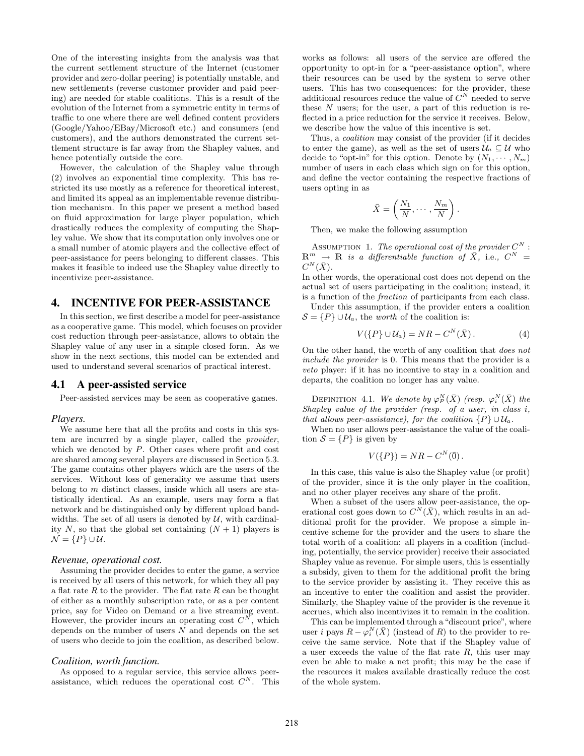One of the interesting insights from the analysis was that the current settlement structure of the Internet (customer provider and zero-dollar peering) is potentially unstable, and new settlements (reverse customer provider and paid peering) are needed for stable coalitions. This is a result of the evolution of the Internet from a symmetric entity in terms of traffic to one where there are well defined content providers (Google/Yahoo/EBay/Microsoft etc.) and consumers (end customers), and the authors demonstrated the current settlement structure is far away from the Shapley values, and hence potentially outside the core.

However, the calculation of the Shapley value through (2) involves an exponential time complexity. This has restricted its use mostly as a reference for theoretical interest, and limited its appeal as an implementable revenue distribution mechanism. In this paper we present a method based on fluid approximation for large player population, which drastically reduces the complexity of computing the Shapley value. We show that its computation only involves one or a small number of atomic players and the collective effect of peer-assistance for peers belonging to different classes. This makes it feasible to indeed use the Shapley value directly to incentivize peer-assistance.

## 4. INCENTIVE FOR PEER-ASSISTANCE

In this section, we first describe a model for peer-assistance as a cooperative game. This model, which focuses on provider cost reduction through peer-assistance, allows to obtain the Shapley value of any user in a simple closed form. As we show in the next sections, this model can be extended and used to understand several scenarios of practical interest.

### 4.1 A peer-assisted service

Peer-assisted services may be seen as cooperative games.

#### *Players.*

We assume here that all the profits and costs in this system are incurred by a single player, called the *provider*, which we denoted by $P$. Other cases where profit and cost are shared among several players are discussed in Section 5.3. The game contains other players which are the users of the services. Without loss of generality we assume that users belong to $m$ distinct classes, inside which all users are statistically identical. As an example, users may form a flat network and be distinguished only by different upload bandwidths. The set of all users is denoted by $\mathcal{U}$, with cardinality $N$, so that the global set containing $(N+1)$ players is $\mathcal{N} = \{P\} \cup \mathcal{U}$.

#### *Revenue, operational cost.*

Assuming the provider decides to enter the game, a service is received by all users of this network, for which they all pay a flat rate $R$ to the provider. The flat rate $R$ can be thought of either as a monthly subscription rate, or as a per content price, say for Video on Demand or a live streaming event. However, the provider incurs an operating cost $C^N$, which depends on the number of users $N$ and depends on the set of users who decide to join the coalition, as described below.

#### *Coalition, worth function.*

As opposed to a regular service, this service allows peer-assistance, which reduces the operational cost $C^N$. This works as follows: all users of the service are offered the opportunity to opt-in for a "peer-assistance option", where their resources can be used by the system to serve other users. This has two consequences: for the provider, these additional resources reduce the value of $C^N$ needed to serve these $N$ users; for the user, a part of this reduction is reflected in a price reduction for the service it receives. Below, we describe how the value of this incentive is set.

Thus, a *coalition* may consist of the provider (if it decides to enter the game), as well as the set of users $\mathcal{U}_a \subseteq \mathcal{U}$ who decide to "opt-in" for this option. Denote by $(N_1, \cdots, N_m)$ number of users in each class which sign on for this option, and define the vector containing the respective fractions of users opting in as

$$\bar{X} = \left( \frac{N_1}{N}, \cdots, \frac{N_m}{N} \right).$$

Then, we make the following assumption

ASSUMPTION 1. *The operational cost of the provider $C^N : \mathbb{R}^m \to \mathbb{R}$ is a differentiable function of $\bar{X}$, i.e., $C^N = C^N(\bar{X})$.*

In other words, the operational cost does not depend on the actual set of users participating in the coalition; instead, it is a function of the *fraction* of participants from each class.

Under this assumption, if the provider enters a coalition $\mathcal{S} = \{P\} \cup \mathcal{U}_a$, the *worth* of the coalition is:

$$V(\{P\} \cup \mathcal{U}_a) = NR - C^N(\bar{X}). \tag{4}$$

On the other hand, the worth of any coalition that *does not include the provider* is 0. This means that the provider is a *veto* player: if it has no incentive to stay in a coalition and departs, the coalition no longer has any value.

DEFINITION 4.1. *We denote by $\varphi_P^N(\bar{X})$ (resp. $\varphi_i^N(\bar{X})$ the Shapley value of the provider (resp. of a user, in class $i$, that allows peer-assistance), for the coalition $\{P\} \cup \mathcal{U}_a$.*

When no user allows peer-assistance the value of the coalition $\mathcal{S} = \{P\}$ is given by

$$V(\{P\}) = NR - C^N(\bar{0}).$$

In this case, this value is also the Shapley value (or profit) of the provider, since it is the only player in the coalition, and no other player receives any share of the profit.

When a subset of the users allow peer-assistance, the operational cost goes down to $C^N(\bar{X})$, which results in an additional profit for the provider. We propose a simple incentive scheme for the provider and the users to share the total worth of a coalition: all players in a coalition (including, potentially, the service provider) receive their associated Shapley value as revenue. For simple users, this is essentially a subsidy, given to them for the additional profit the bring to the service provider by assisting it. They receive this as an incentive to enter the coalition and assist the provider. Similarly, the Shapley value of the provider is the revenue it accrues, which also incentivizes it to remain in the coalition.

This can be implemented through a "discount price", where user $i$ pays $R - \varphi_i^N(\bar{X})$ (instead of $R$) to the provider to receive the same service. Note that if the Shapley value of a user exceeds the value of the flat rate $R$, this user may even be able to make a net profit; this may be the case if the resources it makes available drastically reduce the cost of the whole system.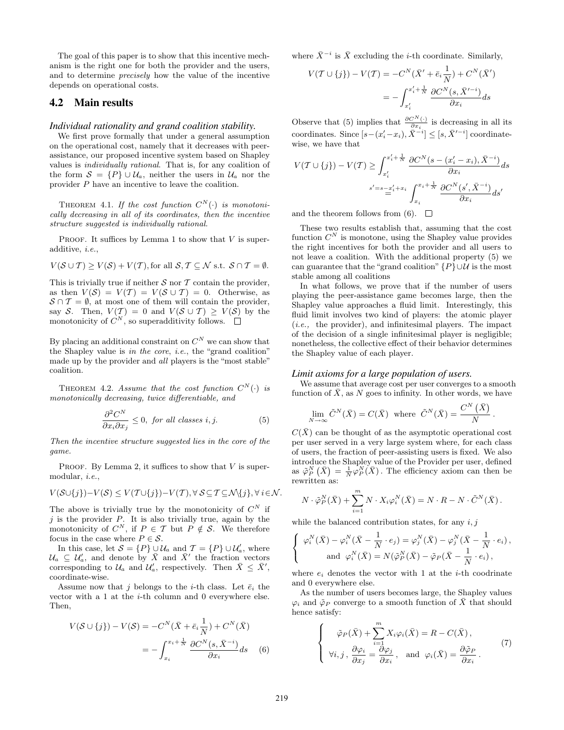The goal of this paper is to show that this incentive mechanism is the right one for both the provider and the users, and to determine *precisely* how the value of the incentive depends on operational costs.

## 4.2 Main results

### *Individual rationality and grand coalition stability.*

We first prove formally that under a general assumption on the operational cost, namely that it decreases with peer-assistance, our proposed incentive system based on Shapley values is *individually rational*. That is, for any coalition of the form $\mathcal{S} = \{P\} \cup \mathcal{U}_a$, neither the users in $\mathcal{U}_a$ nor the provider $P$ have an incentive to leave the coalition.

THEOREM 4.1. *If the cost function $C^N(\cdot)$ is monotonically decreasing in all of its coordinates, then the incentive structure suggested is individually rational.*

PROOF. It suffices by Lemma 1 to show that $V$ is superadditive, *i.e.*,

$$V(\mathcal{S} \cup \mathcal{T}) \geq V(\mathcal{S}) + V(\mathcal{T}), \text{for all } \mathcal{S}, \mathcal{T} \subseteq \mathcal{N} \text{ s.t. } \mathcal{S} \cap \mathcal{T} = \emptyset.$$

This is trivially true if neither $\mathcal{S}$ nor $\mathcal{T}$ contain the provider, as then $V(\mathcal{S}) = V(\mathcal{T}) = V(\mathcal{S} \cup \mathcal{T}) = 0$. Otherwise, as $\mathcal{S} \cap \mathcal{T} = \emptyset$, at most one of them will contain the provider, say $\mathcal{S}$. Then, $V(\mathcal{T}) = 0$ and $V(\mathcal{S} \cup \mathcal{T}) \geq V(\mathcal{S})$ by the monotonicity of $C^N$, so superadditivity follows. $\square$

By placing an additional constraint on $C^N$ we can show that the Shapley value is *in the core*, *i.e.*, the "grand coalition" made up by the provider and *all* players is the "most stable" coalition.

THEOREM 4.2. *Assume that the cost function $C^N(\cdot)$ is monotonically decreasing, twice differentiable, and*

$$\frac{\partial^2 C^N}{\partial x_i \partial x_j} \leq 0, \text{ for all classes } i, j. \tag{5}$$

*Then the incentive structure suggested lies in the core of the game.*

PROOF. By Lemma 2, it suffices to show that $V$ is supermodular, *i.e.*,

$$V(\mathcal{S}\cup\{j\}) - V(\mathcal{S}) \leq V(\mathcal{T}\cup\{j\}) - V(\mathcal{T}), \forall\, \mathcal{S} \subseteq \mathcal{T} \subseteq \mathcal{N}\setminus\{j\}, \forall\, i \in \mathcal{N}.$$

The above is trivially true by the monotonicity of $C^N$ if $j$ is the provider $P$. It is also trivially true, again by the monotonicity of $C^N$, if $P \in \mathcal{T}$ but $P \notin \mathcal{S}$. We therefore focus in the case where $P \in \mathcal{S}$.

In this case, let $\mathcal{S} = \{P\} \cup \mathcal{U}_a$ and $\mathcal{T} = \{P\} \cup \mathcal{U}'_a$, where $\mathcal{U}_a \subseteq \mathcal{U}'_a$, and denote by $\bar{X}$ and $\bar{X}'$ the fraction vectors corresponding to $\mathcal{U}_a$ and $\mathcal{U}'_a$, respectively. Then $\bar{X} \leq \bar{X}'$, coordinate-wise.

Assume now that $j$ belongs to the $i$-th class. Let $\bar{e}_i$ the vector with a 1 at the $i$-th column and 0 everywhere else. Then,

$$\begin{aligned} V(\mathcal{S} \cup \{j\}) - V(\mathcal{S}) &= -C^N(\bar{X} + \bar{e}_i \frac{1}{N}) + C^N(\bar{X}) \\ &= -\int_{x_i}^{x_i + \frac{1}{N}} \frac{\partial C^N(s, \bar{X}^{-i})}{\partial x_i} ds \end{aligned} \tag{6}$$

where $\bar{X}^{-i}$ is $\bar{X}$ excluding the $i$-th coordinate. Similarly,

$$\begin{aligned} V(\mathcal{T} \cup \{j\}) - V(\mathcal{T}) &= -C^N(\bar{X}' + \bar{e}_i \frac{1}{N}) + C^N(\bar{X}') \\ &= -\int_{x'_i}^{x'_i + \frac{1}{N}} \frac{\partial C^N(s, \bar{X}'^{-i})}{\partial x_i} ds \end{aligned}$$

Observe that (5) implies that $\frac{\partial C^N(\cdot)}{\partial x_i}$ is decreasing in all its coordinates. Since $[s - (x'_i - x_i), \bar{X}^{-i}] \leq [s, \bar{X}'^{-i}]$ coordinate-wise, we have that

$$\begin{aligned} V(\mathcal{T} \cup \{j\}) - V(\mathcal{T}) &\geq \int_{x'_i}^{x'_i + \frac{1}{N}} \frac{\partial C^N(s - (x'_i - x_i), \bar{X}^{-i})}{\partial x_i} ds \\ &\overset{s' = s - x'_i + x_i}{=} \int_{x_i}^{x_i + \frac{1}{N}} \frac{\partial C^N(s', \bar{X}^{-i})}{\partial x_i} ds' \end{aligned}$$

and the theorem follows from (6). $\square$

These two results establish that, assuming that the cost function $C^N$ is monotone, using the Shapley value provides the right incentives for both the provider and all users to not leave a coalition. With the additional property (5) we can guarantee that the "grand coalition" $\{P\} \cup \mathcal{U}$ is the most stable among all coalitions

In what follows, we prove that if the number of users playing the peer-assistance game becomes large, then the Shapley value approaches a fluid limit. Interestingly, this fluid limit involves two kind of players: the atomic player (*i.e.,* the provider), and infinitesimal players. The impact of the decision of a single infinitesimal player is negligible; nonetheless, the collective effect of their behavior determines the Shapley value of each player.

### *Limit axioms for a large population of users.*

We assume that average cost per user converges to a smooth function of $\bar{X}$, as $N$ goes to infinity. In other words, we have

$$\lim_{N \to \infty} \tilde{C}^N(\bar{X}) = C(\bar{X}) \text{ where } \tilde{C}^N(\bar{X}) = \frac{C^N(\bar{X})}{N}.$$

$C(\bar{X})$ can be thought of as the asymptotic operational cost per user served in a very large system where, for each class of users, the fraction of peer-assisting users is fixed. We also introduce the Shapley value of the Provider per user, defined as $\tilde{\varphi}_P^N(\bar{X}) = \frac{1}{N} \varphi_P^N(\bar{X})$. The efficiency axiom can then be rewritten as:

$$N \cdot \tilde{\varphi}_P^N(\bar{X}) + \sum_{i=1}^{m} N \cdot X_i \varphi_i^N(\bar{X}) = N \cdot R - N \cdot \tilde{C}^N(\bar{X}).$$

while the balanced contribution states, for any $i, j$

$$\begin{cases} \varphi_i^N(\bar{X}) - \varphi_i^N(\bar{X} - \frac{1}{N} \cdot e_j) = \varphi_j^N(\bar{X}) - \varphi_j^N(\bar{X} - \frac{1}{N} \cdot e_i), \\ \quad \text{and } \varphi_i^N(\bar{X}) = N(\tilde{\varphi}_P^N(\bar{X}) - \tilde{\varphi}_P(\bar{X} - \frac{1}{N} \cdot e_i), \end{cases}$$

where $e_i$ denotes the vector with 1 at the $i$-th coodrinate and 0 everywhere else.

As the number of users becomes large, the Shapley values $\varphi_i$ and $\tilde{\varphi}_P$ converge to a smooth function of $\bar{X}$ that should hence satisfy:

$$\begin{cases} \tilde{\varphi}_P(\bar{X}) + \sum_{i=1}^{m} X_i \varphi_i(\bar{X}) = R - C(\bar{X}), \\ \forall i, j\,, \ \frac{\partial \varphi_i}{\partial x_j} = \frac{\partial \varphi_j}{\partial x_i}\,, \quad \text{and} \ \varphi_i(\bar{X}) = \frac{\partial \tilde{\varphi}_P}{\partial x_i}\,. \end{cases} \tag{7}$$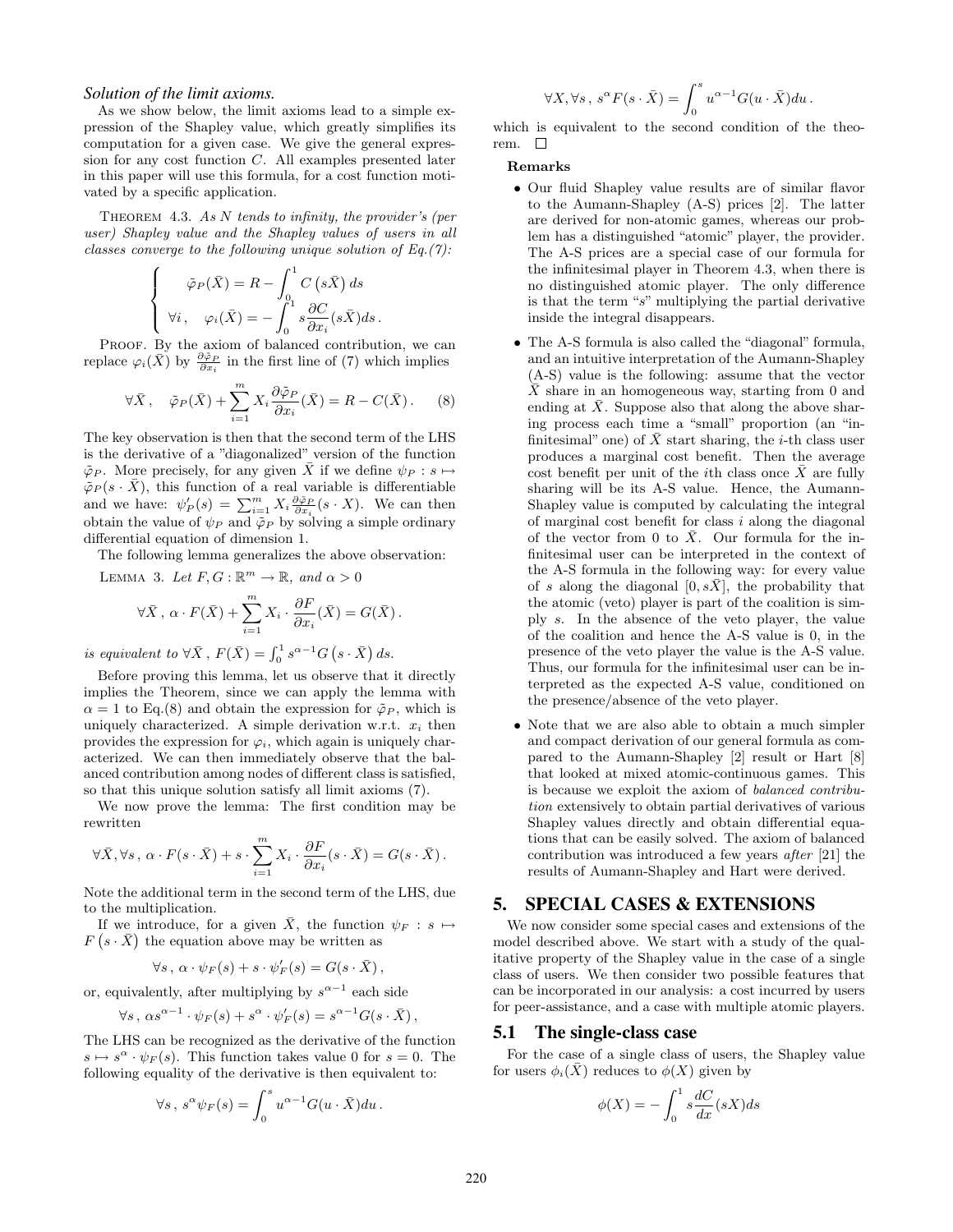### *Solution of the limit axioms.*

As we show below, the limit axioms lead to a simple expression of the Shapley value, which greatly simplifies its computation for a given case. We give the general expression for any cost function $C$. All examples presented later in this paper will use this formula, for a cost function motivated by a specific application.

THEOREM 4.3. *As $N$ tends to infinity, the provider's (per user) Shapley value and the Shapley values of users in all classes converge to the following unique solution of Eq.(7):*

$$\begin{cases} \tilde{\varphi}_P(\bar{X}) = R - \int_0^1 C\left(s\bar{X}\right) ds \\ \forall i\,, \quad \varphi_i(\bar{X}) = -\int_0^1 s \frac{\partial C}{\partial x_i}(s\bar{X}) ds\,. \end{cases}$$

PROOF. By the axiom of balanced contribution, we can replace $\varphi_i(\bar{X})$ by $\frac{\partial \tilde{\varphi}_P}{\partial x_i}$ in the first line of (7) which implies

$$\forall \bar{X}\,, \quad \tilde{\varphi}_P(\bar{X}) + \sum_{i=1}^m X_i \frac{\partial \tilde{\varphi}_P}{\partial x_i}(\bar{X}) = R - C(\bar{X})\,. \qquad (8)$$

The key observation is then that the second term of the LHS is the derivative of a "diagonalized" version of the function $\tilde{\varphi}_P$. More precisely, for any given $\bar{X}$ if we define $\psi_P : s \mapsto \tilde{\varphi}_P(s \cdot \bar{X})$, this function of a real variable is differentiable and we have: $\psi_P'(s) = \sum_{i=1}^m X_i \frac{\partial \tilde{\varphi}_P}{\partial x_i}(s \cdot X)$. We can then obtain the value of $\psi_P$ and $\tilde{\varphi}_P$ by solving a simple ordinary differential equation of dimension 1.

The following lemma generalizes the above observation:

LEMMA 3. *Let $F, G : \mathbb{R}^m \to \mathbb{R}$, and $\alpha > 0$*

$$\forall \bar{X}\,,\, \alpha \cdot F(\bar{X}) + \sum_{i=1}^m X_i \cdot \frac{\partial F}{\partial x_i}(\bar{X}) = G(\bar{X})\,.$$

*is equivalent to $\forall \bar{X}\,,\, F(\bar{X}) = \int_0^1 s^{\alpha-1} G\left(s \cdot \bar{X}\right) ds$.*

Before proving this lemma, let us observe that it directly implies the Theorem, since we can apply the lemma with $\alpha = 1$ to Eq.(8) and obtain the expression for $\tilde{\varphi}_P$, which is uniquely characterized. A simple derivation w.r.t. $x_i$ then provides the expression for $\varphi_i$, which again is uniquely characterized. We can then immediately observe that the balanced contribution among nodes of different class is satisfied, so that this unique solution satisfy all limit axioms (7).

We now prove the lemma: The first condition may be rewritten

$$\forall \bar{X}, \forall s\,,\, \alpha \cdot F(s \cdot \bar{X}) + s \cdot \sum_{i=1}^m X_i \cdot \frac{\partial F}{\partial x_i}(s \cdot \bar{X}) = G(s \cdot \bar{X})\,.$$

Note the additional term in the second term of the LHS, due to the multiplication.

If we introduce, for a given $\bar{X}$, the function $\psi_F : s \mapsto F\left(s \cdot \bar{X}\right)$ the equation above may be written as

$$\forall s\,,\, \alpha \cdot \psi_F(s) + s \cdot \psi_F'(s) = G(s \cdot \bar{X})\,,$$

or, equivalently, after multiplying by $s^{\alpha-1}$ each side

$$\forall s\,,\, \alpha s^{\alpha-1} \cdot \psi_F(s) + s^{\alpha} \cdot \psi_F'(s) = s^{\alpha-1} G(s \cdot \bar{X})\,,$$

The LHS can be recognized as the derivative of the function $s \mapsto s^{\alpha} \cdot \psi_F(s)$. This function takes value 0 for $s = 0$. The following equality of the derivative is then equivalent to:

$$\forall s\,,\, s^{\alpha} \psi_F(s) = \int_0^s u^{\alpha-1} G(u \cdot \bar{X}) du\,.$$

$$\forall X, \forall s\,,\, s^{\alpha} F(s \cdot \bar{X}) = \int_0^s u^{\alpha-1} G(u \cdot \bar{X}) du\,.$$

which is equivalent to the second condition of the theorem. $\square$

**Remarks**

- Our fluid Shapley value results are of similar flavor to the Aumann-Shapley (A-S) prices [2]. The latter are derived for non-atomic games, whereas our problem has a distinguished "atomic" player, the provider. The A-S prices are a special case of our formula for the infinitesimal player in Theorem 4.3, when there is no distinguished atomic player. The only difference is that the term "$s$" multiplying the partial derivative inside the integral disappears.
- The A-S formula is also called the "diagonal" formula, and an intuitive interpretation of the Aumann-Shapley (A-S) value is the following: assume that the vector $\bar{X}$ share in an homogeneous way, starting from 0 and ending at $\bar{X}$. Suppose also that along the above sharing process each time a "small" proportion (an "infinitesimal" one) of $\bar{X}$ start sharing, the $i$-th class user produces a marginal cost benefit. Then the average cost benefit per unit of the $i$th class once $\bar{X}$ are fully sharing will be its A-S value. Hence, the Aumann-Shapley value is computed by calculating the integral of marginal cost benefit for class $i$ along the diagonal of the vector from 0 to $\bar{X}$. Our formula for the infinitesimal user can be interpreted in the context of the A-S formula in the following way: for every value of $s$ along the diagonal $[0, s\bar{X}]$, the probability that the atomic (veto) player is part of the coalition is simply $s$. In the absence of the veto player, the value of the coalition and hence the A-S value is 0, in the presence of the veto player the value is the A-S value. Thus, our formula for the infinitesimal user can be interpreted as the expected A-S value, conditioned on the presence/absence of the veto player.
- Note that we are also able to obtain a much simpler and compact derivation of our general formula as compared to the Aumann-Shapley [2] result or Hart [8] that looked at mixed atomic-continuous games. This is because we exploit the axiom of *balanced contribution* extensively to obtain partial derivatives of various Shapley values directly and obtain differential equations that can be easily solved. The axiom of balanced contribution was introduced a few years *after* [21] the results of Aumann-Shapley and Hart were derived.

## 5. SPECIAL CASES & EXTENSIONS

We now consider some special cases and extensions of the model described above. We start with a study of the qualitative property of the Shapley value in the case of a single class of users. We then consider two possible features that can be incorporated in our analysis: a cost incurred by users for peer-assistance, and a case with multiple atomic players.

### 5.1 The single-class case

For the case of a single class of users, the Shapley value for users $\phi_i(\bar{X})$ reduces to $\phi(X)$ given by

$$\phi(X) = -\int_0^1 s \frac{dC}{dx}(sX) ds$$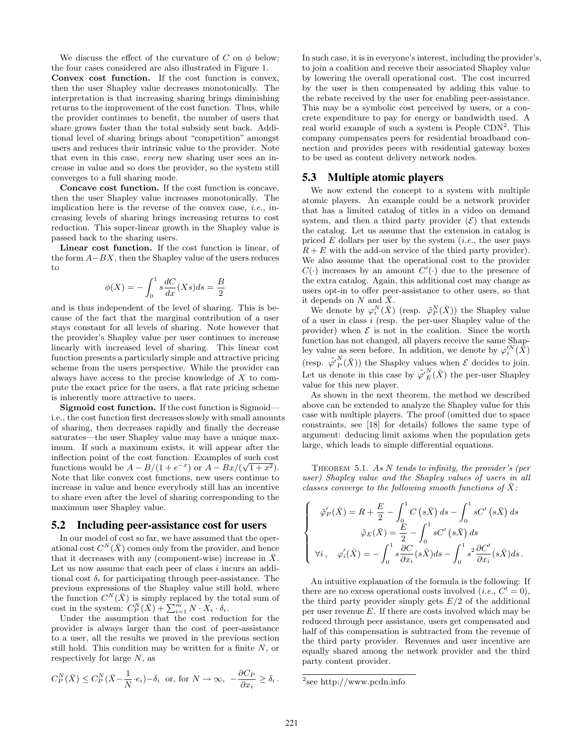We discuss the effect of the curvature of $C$ on $\phi$ below; the four cases considered are also illustrated in Figure 1.

**Convex cost function.** If the cost function is convex, then the user Shapley value decreases monotonically. The interpretation is that increasing sharing brings diminishing returns to the improvement of the cost function. Thus, while the provider continues to benefit, the number of users that share grows faster than the total subsidy sent back. Additional level of sharing brings about "competition" amongst users and reduces their intrinsic value to the provider. Note that even in this case, *every* new sharing user sees an increase in value and so does the provider, so the system still converges to a full sharing mode.

**Concave cost function.** If the cost function is concave, then the user Shapley value increases monotonically. The implication here is the reverse of the convex case, *i.e.*, increasing levels of sharing brings increasing returns to cost reduction. This super-linear growth in the Shapley value is passed back to the sharing users.

**Linear cost function.** If the cost function is linear, of the form $A-BX$, then the Shapley value of the users reduces to

$$\phi(X) = -\int_0^1 s\frac{dC}{dx}(Xs)ds = \frac{B}{2}$$

and is thus independent of the level of sharing. This is because of the fact that the marginal contribution of a user stays constant for all levels of sharing. Note however that the provider's Shapley value per user continues to increase linearly with increased level of sharing. This linear cost function presents a particularly simple and attractive pricing scheme from the users perspective. While the provider can always have access to the precise knowledge of $X$ to compute the exact price for the users, a flat rate pricing scheme is inherently more attractive to users.

**Sigmoid cost function.** If the cost function is Sigmoid—i.e., the cost function first decreases slowly with small amounts of sharing, then decreases rapidly and finally the decrease saturates—the user Shapley value may have a unique maximum. If such a maximum exists, it will appear after the inflection point of the cost function. Examples of such cost functions would be $A - B/(1+e^{-x})$ or $A - Bx/(\sqrt{1+x^2})$. Note that like convex cost functions, new users continue to increase in value and hence everybody still has an incentive to share even after the level of sharing corresponding to the maximum user Shapley value.

## 5.2 Including peer-assistance cost for users

In our model of cost so far, we have assumed that the operational cost $C^N(\bar{X})$ comes only from the provider, and hence that it decreases with any (component-wise) increase in $\bar{X}$. Let us now assume that each peer of class $i$ incurs an additional cost $\delta_i$ for participating through peer-assistance. The previous expressions of the Shapley value still hold, where the function $C^N(\bar{X})$ is simply replaced by the total sum of cost in the system: $C_P^N(\bar{X}) + \sum_{i=1}^m N \cdot X_i \cdot \delta_i$.

Under the assumption that the cost reduction for the provider is always larger than the cost of peer-assistance to a user, all the results we proved in the previous section still hold. This condition may be written for a finite $N$, or respectively for large $N$, as

$$C_P^N(\bar{X}) \leq C_P^N(\bar{X} - \frac{1}{N}\cdot e_i) - \delta_i \text{ or, for } N \to \infty,\ -\frac{\partial C_P}{\partial x_i} \geq \delta_i\,.$$

In such case, it is in everyone's interest, including the provider's, to join a coalition and receive their associated Shapley value by lowering the overall operational cost. The cost incurred by the user is then compensated by adding this value to the rebate received by the user for enabling peer-assistance. This may be a symbolic cost perceived by users, or a concrete expenditure to pay for energy or bandwidth used. A real world example of such a system is People CDN[2]. This company compensates peers for residential broadband connection and provides peers with residential gateway boxes to be used as content delivery network nodes.

## 5.3 Multiple atomic players

We now extend the concept to a system with multiple atomic players. An example could be a network provider that has a limited catalog of titles in a video on demand system, and then a third party provider ($\mathcal{E}$) that extends the catalog. Let us assume that the extension in catalog is priced $E$ dollars per user by the system (*i.e.*, the user pays $R + E$ with the add-on service of the third party provider). We also assume that the operational cost to the provider $C(\cdot)$ increases by an amount $C'(\cdot)$ due to the presence of the extra catalog. Again, this additional cost may change as users opt-in to offer peer-assistance to other users, so that it depends on $N$ and $\bar{X}$.

We denote by $\varphi_i^N(\bar{X})$ (resp. $\tilde{\varphi}_P^N(\bar{X})$) the Shapley value of a user in class $i$ (resp. the per-user Shapley value of the provider) when $\mathcal{E}$ is not in the coalition. Since the worth function has not changed, all players receive the same Shapley value as seen before. In addition, we denote by $\varphi_i'^N(\bar{X})$ (resp. $\tilde{\varphi}'^N_P(\bar{X})$) the Shapley values when $\mathcal{E}$ decides to join. Let us denote in this case by $\tilde{\varphi}'^N_E(\bar{X})$ the per-user Shapley value for this new player.

As shown in the next theorem, the method we described above can be extended to analyze the Shapley value for this case with multiple players. The proof (omitted due to space constraints, see [18] for details) follows the same type of argument: deducing limit axioms when the population gets large, which leads to simple differential equations.

THEOREM 5.1. *As $N$ tends to infinity, the provider's (per user) Shapley value and the Shapley values of users in all classes converge to the following smooth functions of $\bar{X}$:*

$$\begin{cases} \tilde{\varphi}'_P(\bar{X}) = R + \dfrac{E}{2} - \displaystyle\int_0^1 C\left(s\bar{X}\right)ds - \int_0^1 sC'\left(s\bar{X}\right)ds \\ \tilde{\varphi}_E(\bar{X}) = \dfrac{E}{2} - \displaystyle\int_0^1 sC'\left(s\bar{X}\right)ds \\ \forall i\,,\quad \varphi'_i(\bar{X}) = -\displaystyle\int_0^1 s\frac{\partial C}{\partial x_i}(s\bar{X})ds - \int_0^1 s^2\frac{\partial C'}{\partial x_i}(s\bar{X})ds\,. \end{cases}$$

An intuitive explanation of the formula is the following: If there are no excess operational costs involved (*i.e.*, $C' = 0$), the third party provider simply gets $E/2$ of the additional per user revenue $E$. If there are costs involved which may be reduced through peer assistance, users get compensated and half of this compensation is subtracted from the revenue of the third party provider. Revenues and user incentive are equally shared among the network provider and the third party content provider.

[2] see http://www.pcdn.info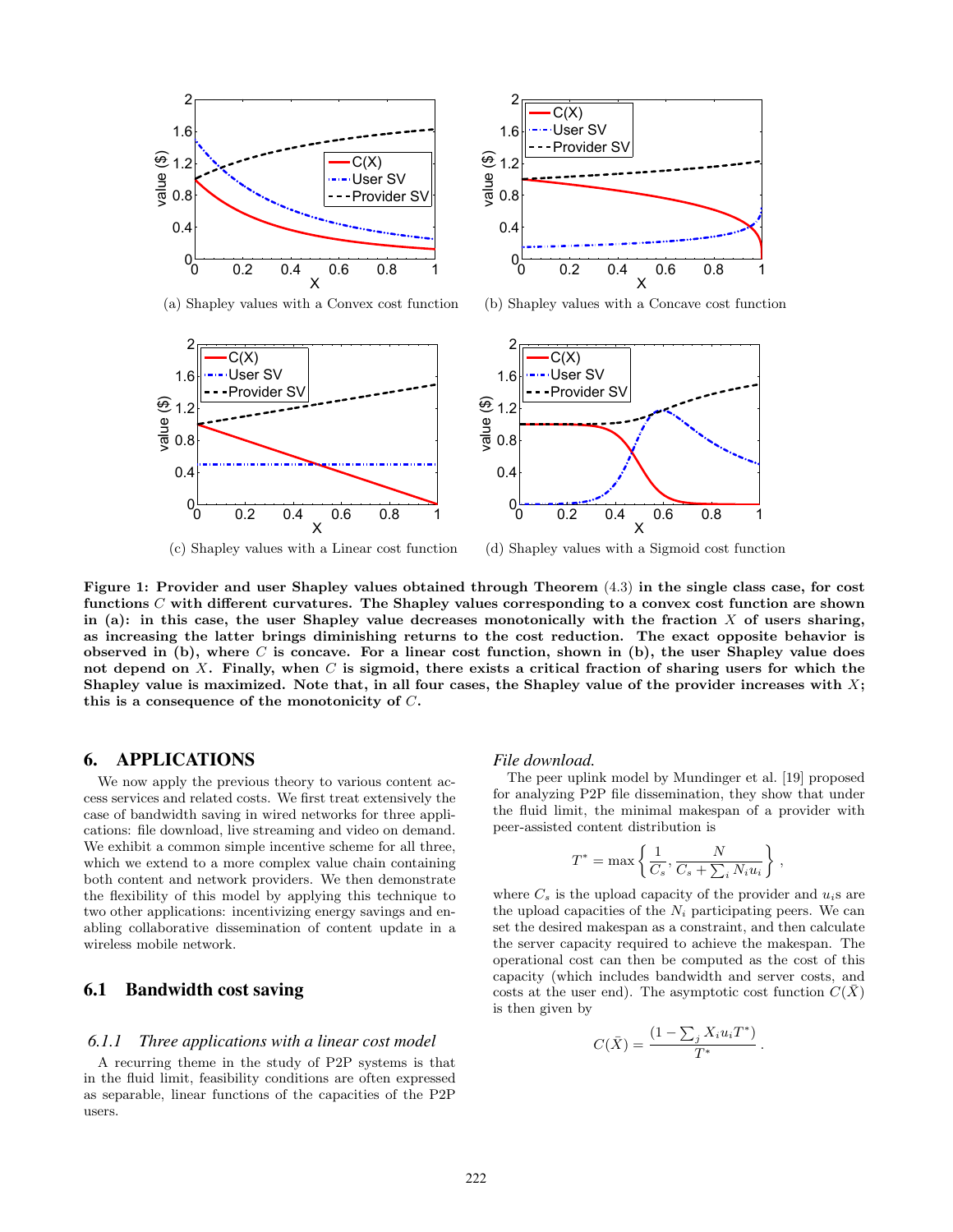(a) Shapley values with a Convex cost function

(b) Shapley values with a Concave cost function

(c) Shapley values with a Linear cost function

(d) Shapley values with a Sigmoid cost function

**Figure 1: Provider and user Shapley values obtained through Theorem (4.3) in the single class case, for cost functions $C$ with different curvatures. The Shapley values corresponding to a convex cost function are shown in (a): in this case, the user Shapley value decreases monotonically with the fraction $X$ of users sharing, as increasing the latter brings diminishing returns to the cost reduction. The exact opposite behavior is observed in (b), where $C$ is concave. For a linear cost function, shown in (b), the user Shapley value does not depend on $X$. Finally, when $C$ is sigmoid, there exists a critical fraction of sharing users for which the Shapley value is maximized. Note that, in all four cases, the Shapley value of the provider increases with $X$; this is a consequence of the monotonicity of $C$.**

## 6. APPLICATIONS

We now apply the previous theory to various content access services and related costs. We first treat extensively the case of bandwidth saving in wired networks for three applications: file download, live streaming and video on demand. We exhibit a common simple incentive scheme for all three, which we extend to a more complex value chain containing both content and network providers. We then demonstrate the flexibility of this model by applying this technique to two other applications: incentivizing energy savings and enabling collaborative dissemination of content update in a wireless mobile network.

### 6.1 Bandwidth cost saving

#### 6.1.1 Three applications with a linear cost model

A recurring theme in the study of P2P systems is that in the fluid limit, feasibility conditions are often expressed as separable, linear functions of the capacities of the P2P users.

*File download.*

The peer uplink model by Mundinger et al. [19] proposed for analyzing P2P file dissemination, they show that under the fluid limit, the minimal makespan of a provider with peer-assisted content distribution is

$$T^* = \max\left\{\frac{1}{C_s}, \frac{N}{C_s + \sum_i N_i u_i}\right\},$$

where $C_s$ is the upload capacity of the provider and $u_i$s are the upload capacities of the $N_i$ participating peers. We can set the desired makespan as a constraint, and then calculate the server capacity required to achieve the makespan. The operational cost can then be computed as the cost of this capacity (which includes bandwidth and server costs, and costs at the user end). The asymptotic cost function $C(\bar{X})$ is then given by

$$C(\bar{X}) = \frac{(1 - \sum_j X_i u_i T^*)}{T^*}.$$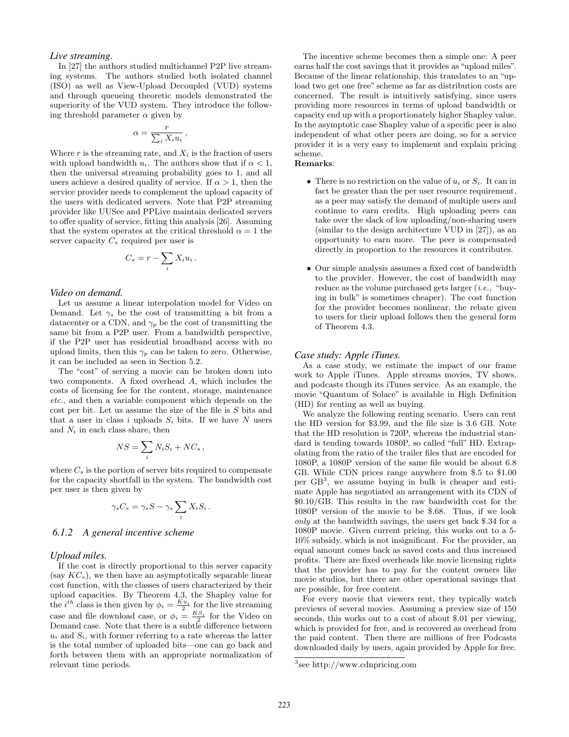### *Live streaming.*

In [27] the authors studied multichannel P2P live streaming systems. The authors studied both isolated channel (ISO) as well as View-Upload Decoupled (VUD) systems and through queueing theoretic models demonstrated the superiority of the VUD system. They introduce the following threshold parameter $\alpha$ given by

$$\alpha = \frac{r}{\sum_i X_i u_i} \,,$$

Where $r$ is the streaming rate, and $X_i$ is the fraction of users with upload bandwidth $u_i$. The authors show that if $\alpha < 1$, then the universal streaming probability goes to 1, and all users achieve a desired quality of service. If $\alpha > 1$, then the service provider needs to complement the upload capacity of the users with dedicated servers. Note that P2P streaming provider like UUSee and PPLive maintain dedicated servers to offer quality of service, fitting this analysis [26]. Assuming that the system operates at the critical threshold $\alpha = 1$ the server capacity $C_s$ required per user is

$$C_s = r - \sum_i X_i u_i \,.$$

### *Video on demand.*

Let us assume a linear interpolation model for Video on Demand. Let $\gamma_s$ be the cost of transmitting a bit from a datacenter or a CDN, and $\gamma_p$ be the cost of transmitting the same bit from a P2P user. From a bandwidth perspective, if the P2P user has residential broadband access with no upload limits, then this $\gamma_p$ can be taken to zero. Otherwise, it can be included as seen in Section 5.2.

The "cost" of serving a movie can be broken down into two components. A fixed overhead $A$, which includes the costs of licensing fee for the content, storage, maintenance *etc.*, and then a variable component which depends on the cost per bit. Let us assume the size of the file is $S$ bits and that a user in class $i$ uploads $S_i$ bits. If we have $N$ users and $N_i$ in each class share, then

$$NS = \sum_i N_i S_i + NC_s \,,$$

where $C_s$ is the portion of server bits required to compensate for the capacity shortfall in the system. The bandwidth cost per user is then given by

$$\gamma_s C_s = \gamma_s S - \gamma_s \sum_i X_i S_i \,.$$

### *6.1.2 A general incentive scheme*

### *Upload miles.*

If the cost is directly proportional to this server capacity (say $KC_s$), we then have an asymptotically separable linear cost function, with the classes of users characterized by their upload capacities. By Theorem 4.3, the Shapley value for the $i^{th}$ class is then given by $\phi_i = \frac{Ku_i}{2}$ for the live streaming case and file download case, or $\phi_i = \frac{KS_i}{2}$ for the Video on Demand case. Note that there is a subtle difference between $u_i$ and $S_i$, with former referring to a rate whereas the latter is the total number of uploaded bits—one can go back and forth between them with an appropriate normalization of relevant time periods.

The incentive scheme becomes then a simple one: A peer earns half the cost savings that it provides as "upload miles". Because of the linear relationship, this translates to an "upload two get one free" scheme as far as distribution costs are concerned. The result is intuitively satisfying, since users providing more resources in terms of upload bandwidth or capacity end up with a proportionately higher Shapley value. In the asymptotic case Shapley value of a specific peer is also independent of what other peers are doing, so for a service provider it is a very easy to implement and explain pricing scheme.

**Remarks**:

- There is no restriction on the value of $u_i$ or $S_i$. It can in fact be greater than the per user resource requirement, as a peer may satisfy the demand of multiple users and continue to earn credits. High uploading peers can take over the slack of low uploading/non-sharing users (similar to the design architecture VUD in [27]), as an opportunity to earn more. The peer is compensated directly in proportion to the resources it contributes.
- Our simple analysis assumes a fixed cost of bandwidth to the provider. However, the cost of bandwidth may reduce as the volume purchased gets larger (*i.e.,* "buying in bulk" is sometimes cheaper). The cost function for the provider becomes nonlinear, the rebate given to users for their upload follows then the general form of Theorem 4.3.

### *Case study: Apple iTunes.*

As a case study, we estimate the impact of our frame work to Apple iTunes. Apple streams movies, TV shows, and podcasts though its iTunes service. As an example, the movie "Quantum of Solace" is available in High Definition (HD) for renting as well as buying.

We analyze the following renting scenario. Users can rent the HD version for \$3.99, and the file size is 3.6 GB. Note that the HD resolution is 720P, whereas the industrial standard is tending towards 1080P, so called "full" HD. Extrapolating from the ratio of the trailer files that are encoded for 1080P, a 1080P version of the same file would be about 6.8 GB. While CDN prices range anywhere from \$.5 to \$1.00 per GB[3], we assume buying in bulk is cheaper and estimate Apple has negotiated an arrangement with its CDN of \$0.10/GB. This results in the raw bandwidth cost for the 1080P version of the movie to be \$.68. Thus, if we look *only* at the bandwidth savings, the users get back \$.34 for a 1080P movie. Given current pricing, this works out to a 5-10% subsidy, which is not insignificant. For the provider, an equal amount comes back as saved costs and thus increased profits. There are fixed overheads like movie licensing rights that the provider has to pay for the content owners like movie studios, but there are other operational savings that are possible, for free content.

For every movie that viewers rent, they typically watch previews of several movies. Assuming a preview size of 150 seconds, this works out to a cost of about \$.01 per viewing, which is provided for free, and is recovered as overhead from the paid content. Then there are millions of free Podcasts downloaded daily by users, again provided by Apple for free.

[3]see http://www.cdnpricing.com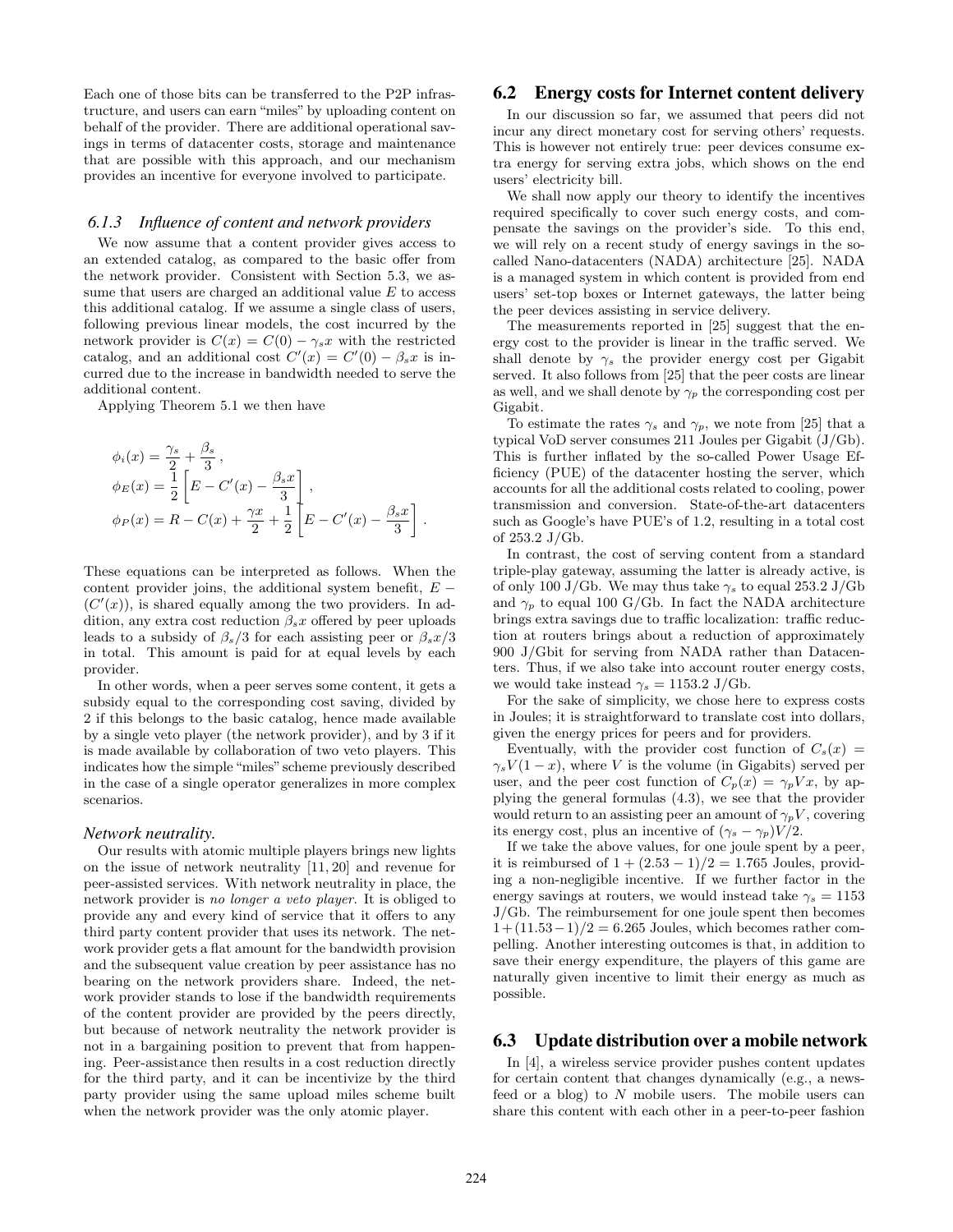Each one of those bits can be transferred to the P2P infrastructure, and users can earn "miles" by uploading content on behalf of the provider. There are additional operational savings in terms of datacenter costs, storage and maintenance that are possible with this approach, and our mechanism provides an incentive for everyone involved to participate.

#### 6.1.3 Influence of content and network providers

We now assume that a content provider gives access to an extended catalog, as compared to the basic offer from the network provider. Consistent with Section 5.3, we assume that users are charged an additional value $E$ to access this additional catalog. If we assume a single class of users, following previous linear models, the cost incurred by the network provider is $C(x) = C(0) - \gamma_s x$ with the restricted catalog, and an additional cost $C'(x) = C'(0) - \beta_s x$ is incurred due to the increase in bandwidth needed to serve the additional content.

Applying Theorem 5.1 we then have

$$
\begin{aligned}
\phi_i(x) &= \frac{\gamma_s}{2} + \frac{\beta_s}{3}, \\
\phi_E(x) &= \frac{1}{2}\left[E - C'(x) - \frac{\beta_s x}{3}\right], \\
\phi_P(x) &= R - C(x) + \frac{\gamma x}{2} + \frac{1}{2}\left[E - C'(x) - \frac{\beta_s x}{3}\right].
\end{aligned}
$$

These equations can be interpreted as follows. When the content provider joins, the additional system benefit, $E - (C'(x))$, is shared equally among the two providers. In addition, any extra cost reduction $\beta_s x$ offered by peer uploads leads to a subsidy of $\beta_s/3$ for each assisting peer or $\beta_s x/3$ in total. This amount is paid for at equal levels by each provider.

In other words, when a peer serves some content, it gets a subsidy equal to the corresponding cost saving, divided by 2 if this belongs to the basic catalog, hence made available by a single veto player (the network provider), and by 3 if it is made available by collaboration of two veto players. This indicates how the simple "miles" scheme previously described in the case of a single operator generalizes in more complex scenarios.

#### Network neutrality.

Our results with atomic multiple players brings new lights on the issue of network neutrality [11, 20] and revenue for peer-assisted services. With network neutrality in place, the network provider is *no longer a veto player*. It is obliged to provide any and every kind of service that it offers to any third party content provider that uses its network. The network provider gets a flat amount for the bandwidth provision and the subsequent value creation by peer assistance has no bearing on the network providers share. Indeed, the network provider stands to lose if the bandwidth requirements of the content provider are provided by the peers directly, but because of network neutrality the network provider is not in a bargaining position to prevent that from happening. Peer-assistance then results in a cost reduction directly for the third party, and it can be incentivize by the third party provider using the same upload miles scheme built when the network provider was the only atomic player.

## 6.2 Energy costs for Internet content delivery

In our discussion so far, we assumed that peers did not incur any direct monetary cost for serving others' requests. This is however not entirely true: peer devices consume extra energy for serving extra jobs, which shows on the end users' electricity bill.

We shall now apply our theory to identify the incentives required specifically to cover such energy costs, and compensate the savings on the provider's side. To this end, we will rely on a recent study of energy savings in the so-called Nano-datacenters (NADA) architecture [25]. NADA is a managed system in which content is provided from end users' set-top boxes or Internet gateways, the latter being the peer devices assisting in service delivery.

The measurements reported in [25] suggest that the energy cost to the provider is linear in the traffic served. We shall denote by $\gamma_s$ the provider energy cost per Gigabit served. It also follows from [25] that the peer costs are linear as well, and we shall denote by $\gamma_p$ the corresponding cost per Gigabit.

To estimate the rates $\gamma_s$ and $\gamma_p$, we note from [25] that a typical VoD server consumes 211 Joules per Gigabit (J/Gb). This is further inflated by the so-called Power Usage Efficiency (PUE) of the datacenter hosting the server, which accounts for all the additional costs related to cooling, power transmission and conversion. State-of-the-art datacenters such as Google's have PUE's of 1.2, resulting in a total cost of 253.2 J/Gb.

In contrast, the cost of serving content from a standard triple-play gateway, assuming the latter is already active, is of only 100 J/Gb. We may thus take $\gamma_s$ to equal 253.2 J/Gb and $\gamma_p$ to equal 100 G/Gb. In fact the NADA architecture brings extra savings due to traffic localization: traffic reduction at routers brings about a reduction of approximately 900 J/Gbit for serving from NADA rather than Datacenters. Thus, if we also take into account router energy costs, we would take instead $\gamma_s = 1153.2$ J/Gb.

For the sake of simplicity, we chose here to express costs in Joules; it is straightforward to translate cost into dollars, given the energy prices for peers and for providers.

Eventually, with the provider cost function of $C_s(x) = \gamma_s V(1-x)$, where $V$ is the volume (in Gigabits) served per user, and the peer cost function of $C_p(x) = \gamma_p V x$, by applying the general formulas (4.3), we see that the provider would return to an assisting peer an amount of $\gamma_p V$, covering its energy cost, plus an incentive of $(\gamma_s - \gamma_p)V/2$.

If we take the above values, for one joule spent by a peer, it is reimbursed of $1 + (2.53-1)/2 = 1.765$ Joules, providing a non-negligible incentive. If we further factor in the energy savings at routers, we would instead take $\gamma_s = 1153$ J/Gb. The reimbursement for one joule spent then becomes $1+(11.53-1)/2 = 6.265$ Joules, which becomes rather compelling. Another interesting outcomes is that, in addition to save their energy expenditure, the players of this game are naturally given incentive to limit their energy as much as possible.

## 6.3 Update distribution over a mobile network

In [4], a wireless service provider pushes content updates for certain content that changes dynamically (e.g., a newsfeed or a blog) to $N$ mobile users. The mobile users can share this content with each other in a peer-to-peer fashion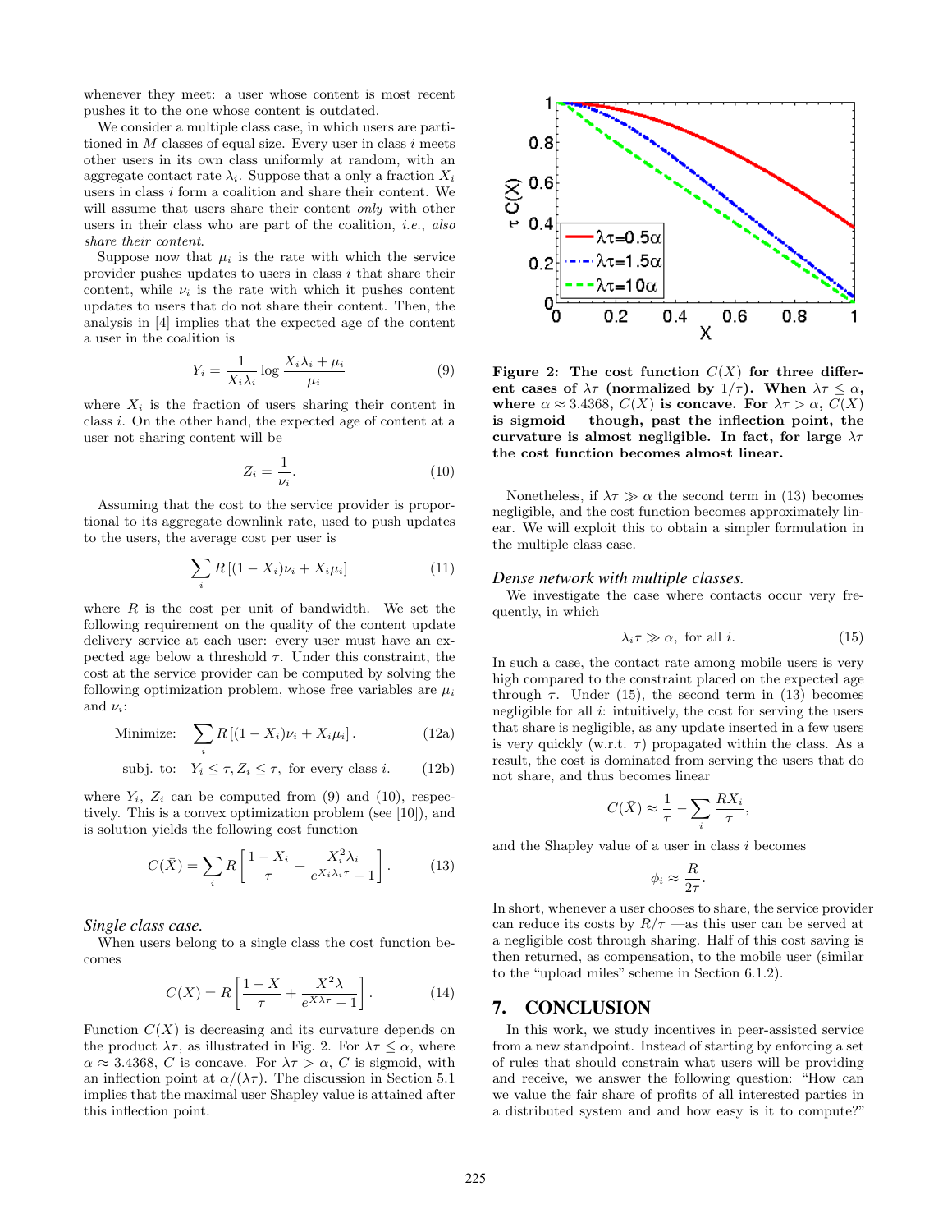whenever they meet: a user whose content is most recent pushes it to the one whose content is outdated.

We consider a multiple class case, in which users are partitioned in $M$ classes of equal size. Every user in class $i$ meets other users in its own class uniformly at random, with an aggregate contact rate $\lambda_i$. Suppose that a only a fraction $X_i$ users in class $i$ form a coalition and share their content. We will assume that users share their content *only* with other users in their class who are part of the coalition, *i.e.*, *also share their content*.

Suppose now that $\mu_i$ is the rate with which the service provider pushes updates to users in class $i$ that share their content, while $\nu_i$ is the rate with which it pushes content updates to users that do not share their content. Then, the analysis in [4] implies that the expected age of the content a user in the coalition is

$$Y_i = \frac{1}{X_i\lambda_i}\log\frac{X_i\lambda_i + \mu_i}{\mu_i} \tag{9}$$

where $X_i$ is the fraction of users sharing their content in class $i$. On the other hand, the expected age of content at a user not sharing content will be

$$Z_i = \frac{1}{\nu_i}. \tag{10}$$

Assuming that the cost to the service provider is proportional to its aggregate downlink rate, used to push updates to the users, the average cost per user is

$$\sum_i R\left[(1-X_i)\nu_i + X_i\mu_i\right] \tag{11}$$

where $R$ is the cost per unit of bandwidth. We set the following requirement on the quality of the content update delivery service at each user: every user must have an expected age below a threshold $\tau$. Under this constraint, the cost at the service provider can be computed by solving the following optimization problem, whose free variables are $\mu_i$ and $\nu_i$:

$$\text{Minimize:} \quad \sum_i R\left[(1-X_i)\nu_i + X_i\mu_i\right]. \tag{12a}$$

$$\text{subj. to:} \quad Y_i \le \tau, Z_i \le \tau, \text{ for every class } i. \tag{12b}$$

where $Y_i$, $Z_i$ can be computed from (9) and (10), respectively. This is a convex optimization problem (see [10]), and is solution yields the following cost function

$$C(\bar{X}) = \sum_i R\left[\frac{1-X_i}{\tau} + \frac{X_i^2\lambda_i}{e^{X_i\lambda_i\tau}-1}\right]. \tag{13}$$

### *Single class case.*

When users belong to a single class the cost function becomes

$$C(X) = R\left[\frac{1-X}{\tau} + \frac{X^2\lambda}{e^{X\lambda\tau}-1}\right]. \tag{14}$$

Function $C(X)$ is decreasing and its curvature depends on the product $\lambda\tau$, as illustrated in Fig. 2. For $\lambda\tau \le \alpha$, where $\alpha \approx 3.4368$, $C$ is concave. For $\lambda\tau > \alpha$, $C$ is sigmoid, with an inflection point at $\alpha/(\lambda\tau)$. The discussion in Section 5.1 implies that the maximal user Shapley value is attained after this inflection point.

**Figure 2: The cost function $C(X)$ for three different cases of $\lambda\tau$ (normalized by $1/\tau$). When $\lambda\tau \le \alpha$, where $\alpha \approx 3.4368$, $C(X)$ is concave. For $\lambda\tau > \alpha$, $C(X)$ is sigmoid —though, past the inflection point, the curvature is almost negligible. In fact, for large $\lambda\tau$ the cost function becomes almost linear.**

Nonetheless, if $\lambda\tau \gg \alpha$ the second term in (13) becomes negligible, and the cost function becomes approximately linear. We will exploit this to obtain a simpler formulation in the multiple class case.

### *Dense network with multiple classes.*

We investigate the case where contacts occur very frequently, in which

$$\lambda_i\tau \gg \alpha, \text{ for all } i. \tag{15}$$

In such a case, the contact rate among mobile users is very high compared to the constraint placed on the expected age through $\tau$. Under (15), the second term in (13) becomes negligible for all $i$: intuitively, the cost for serving the users that share is negligible, as any update inserted in a few users is very quickly (w.r.t. $\tau$) propagated within the class. As a result, the cost is dominated from serving the users that do not share, and thus becomes linear

$$C(\bar{X}) \approx \frac{1}{\tau} - \sum_i \frac{RX_i}{\tau},$$

and the Shapley value of a user in class $i$ becomes

$$\phi_i \approx \frac{R}{2\tau}.$$

In short, whenever a user chooses to share, the service provider can reduce its costs by $R/\tau$ —as this user can be served at a negligible cost through sharing. Half of this cost saving is then returned, as compensation, to the mobile user (similar to the "upload miles" scheme in Section 6.1.2).

## 7. CONCLUSION

In this work, we study incentives in peer-assisted service from a new standpoint. Instead of starting by enforcing a set of rules that should constrain what users will be providing and receive, we answer the following question: "How can we value the fair share of profits of all interested parties in a distributed system and and how easy is it to compute?"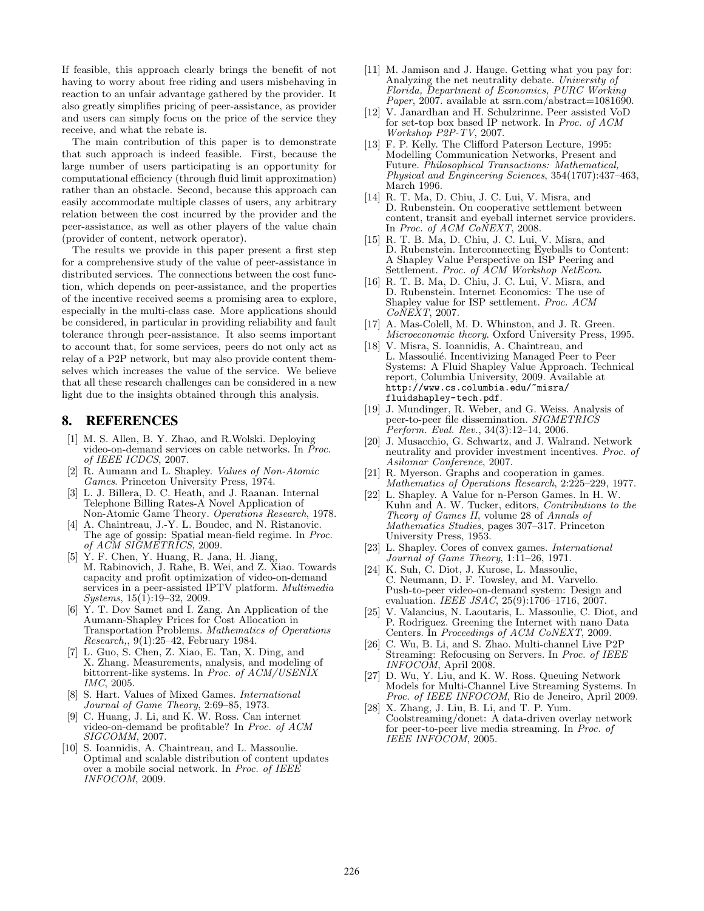If feasible, this approach clearly brings the benefit of not having to worry about free riding and users misbehaving in reaction to an unfair advantage gathered by the provider. It also greatly simplifies pricing of peer-assistance, as provider and users can simply focus on the price of the service they receive, and what the rebate is.

The main contribution of this paper is to demonstrate that such approach is indeed feasible. First, because the large number of users participating is an opportunity for computational efficiency (through fluid limit approximation) rather than an obstacle. Second, because this approach can easily accommodate multiple classes of users, any arbitrary relation between the cost incurred by the provider and the peer-assistance, as well as other players of the value chain (provider of content, network operator).

The results we provide in this paper present a first step for a comprehensive study of the value of peer-assistance in distributed services. The connections between the cost function, which depends on peer-assistance, and the properties of the incentive received seems a promising area to explore, especially in the multi-class case. More applications should be considered, in particular in providing reliability and fault tolerance through peer-assistance. It also seems important to account that, for some services, peers do not only act as relay of a P2P network, but may also provide content themselves which increases the value of the service. We believe that all these research challenges can be considered in a new light due to the insights obtained through this analysis.

# 8. REFERENCES

[1] M. S. Allen, B. Y. Zhao, and R.Wolski. Deploying video-on-demand services on cable networks. In *Proc. of IEEE ICDCS*, 2007.

[2] R. Aumann and L. Shapley. *Values of Non-Atomic Games*. Princeton University Press, 1974.

[3] L. J. Billera, D. C. Heath, and J. Raanan. Internal Telephone Billing Rates-A Novel Application of Non-Atomic Game Theory. *Operations Research*, 1978.

[4] A. Chaintreau, J.-Y. L. Boudec, and N. Ristanovic. The age of gossip: Spatial mean-field regime. In *Proc. of ACM SIGMETRICS*, 2009.

[5] Y. F. Chen, Y. Huang, R. Jana, H. Jiang, M. Rabinovich, J. Rahe, B. Wei, and Z. Xiao. Towards capacity and profit optimization of video-on-demand services in a peer-assisted IPTV platform. *Multimedia Systems*, 15(1):19–32, 2009.

[6] Y. T. Dov Samet and I. Zang. An Application of the Aumann-Shapley Prices for Cost Allocation in Transportation Problems. *Mathematics of Operations Research,*, 9(1):25–42, February 1984.

[7] L. Guo, S. Chen, Z. Xiao, E. Tan, X. Ding, and X. Zhang. Measurements, analysis, and modeling of bittorrent-like systems. In *Proc. of ACM/USENIX IMC*, 2005.

[8] S. Hart. Values of Mixed Games. *International Journal of Game Theory*, 2:69–85, 1973.

[9] C. Huang, J. Li, and K. W. Ross. Can internet video-on-demand be profitable? In *Proc. of ACM SIGCOMM*, 2007.

[10] S. Ioannidis, A. Chaintreau, and L. Massoulie. Optimal and scalable distribution of content updates over a mobile social network. In *Proc. of IEEE INFOCOM*, 2009.

[11] M. Jamison and J. Hauge. Getting what you pay for: Analyzing the net neutrality debate. *University of Florida, Department of Economics, PURC Working Paper*, 2007. available at ssrn.com/abstract=1081690.

[12] V. Janardhan and H. Schulzrinne. Peer assisted VoD for set-top box based IP network. In *Proc. of ACM Workshop P2P-TV*, 2007.

[13] F. P. Kelly. The Clifford Paterson Lecture, 1995: Modelling Communication Networks, Present and Future. *Philosophical Transactions: Mathematical, Physical and Engineering Sciences*, 354(1707):437–463, March 1996.

[14] R. T. Ma, D. Chiu, J. C. Lui, V. Misra, and D. Rubenstein. On cooperative settlement between content, transit and eyeball internet service providers. In *Proc. of ACM CoNEXT*, 2008.

[15] R. T. B. Ma, D. Chiu, J. C. Lui, V. Misra, and D. Rubenstein. Interconnecting Eyeballs to Content: A Shapley Value Perspective on ISP Peering and Settlement. *Proc. of ACM Workshop NetEcon*.

[16] R. T. B. Ma, D. Chiu, J. C. Lui, V. Misra, and D. Rubenstein. Internet Economics: The use of Shapley value for ISP settlement. *Proc. ACM CoNEXT*, 2007.

[17] A. Mas-Colell, M. D. Whinston, and J. R. Green. *Microeconomic theory*. Oxford University Press, 1995.

[18] V. Misra, S. Ioannidis, A. Chaintreau, and L. Massoulié. Incentivizing Managed Peer to Peer Systems: A Fluid Shapley Value Approach. Technical report, Columbia University, 2009. Available at http://www.cs.columbia.edu/~misra/fluidshapley-tech.pdf.

[19] J. Mundinger, R. Weber, and G. Weiss. Analysis of peer-to-peer file dissemination. *SIGMETRICS Perform. Eval. Rev.*, 34(3):12–14, 2006.

[20] J. Musacchio, G. Schwartz, and J. Walrand. Network neutrality and provider investment incentives. *Proc. of Asilomar Conference*, 2007.

[21] R. Myerson. Graphs and cooperation in games. *Mathematics of Operations Research*, 2:225–229, 1977.

[22] L. Shapley. A Value for n-Person Games. In H. W. Kuhn and A. W. Tucker, editors, *Contributions to the Theory of Games II*, volume 28 of *Annals of Mathematics Studies*, pages 307–317. Princeton University Press, 1953.

[23] L. Shapley. Cores of convex games. *International Journal of Game Theory*, 1:11–26, 1971.

[24] K. Suh, C. Diot, J. Kurose, L. Massoulie, C. Neumann, D. F. Towsley, and M. Varvello. Push-to-peer video-on-demand system: Design and evaluation. *IEEE JSAC*, 25(9):1706–1716, 2007.

[25] V. Valancius, N. Laoutaris, L. Massoulie, C. Diot, and P. Rodriguez. Greening the Internet with nano Data Centers. In *Proceedings of ACM CoNEXT*, 2009.

[26] C. Wu, B. Li, and S. Zhao. Multi-channel Live P2P Streaming: Refocusing on Servers. In *Proc. of IEEE INFOCOM*, April 2008.

[27] D. Wu, Y. Liu, and K. W. Ross. Queuing Network Models for Multi-Channel Live Streaming Systems. In *Proc. of IEEE INFOCOM*, Rio de Jeneiro, April 2009.

[28] X. Zhang, J. Liu, B. Li, and T. P. Yum. Coolstreaming/donet: A data-driven overlay network for peer-to-peer live media streaming. In *Proc. of IEEE INFOCOM*, 2005.